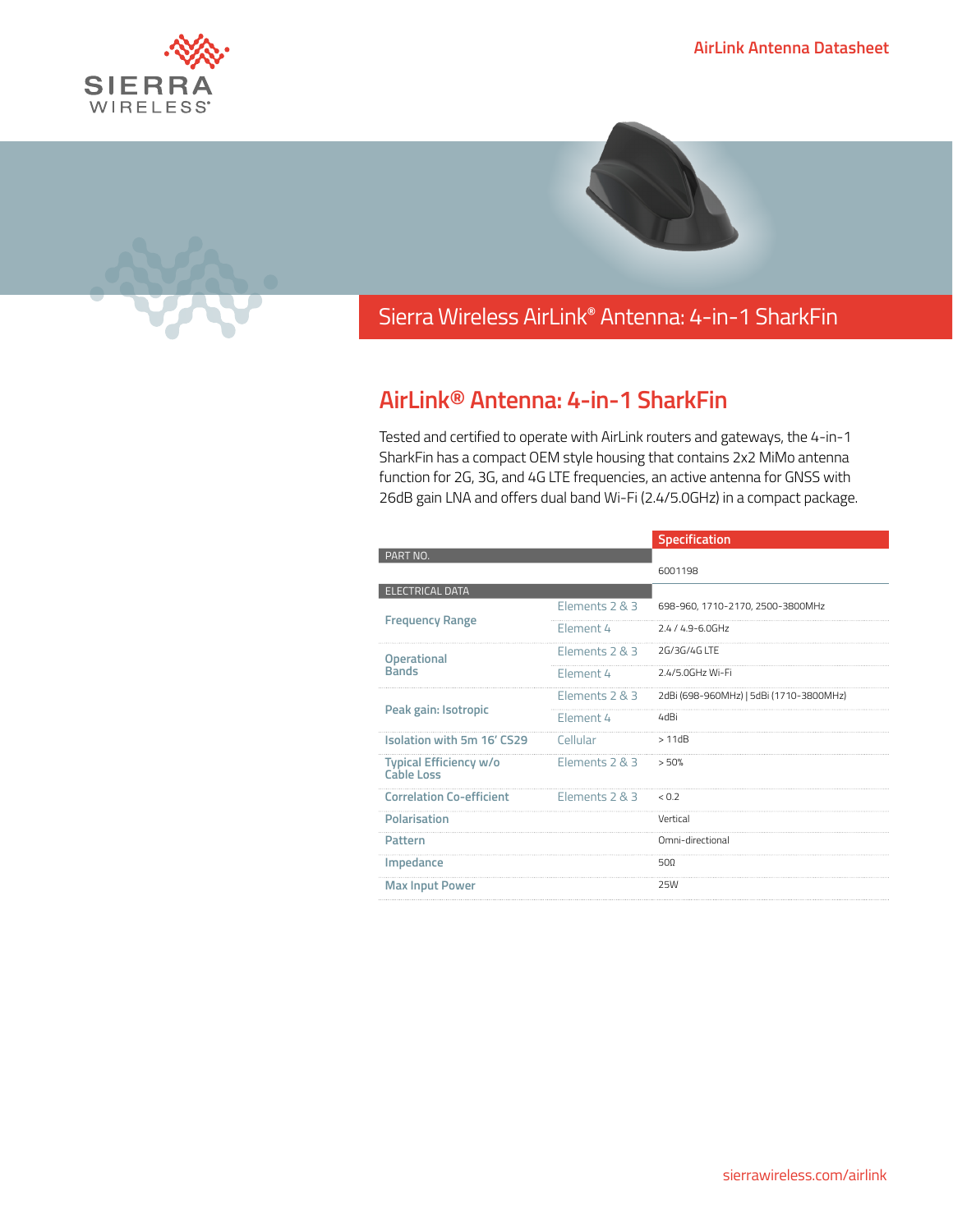# Sierra Wireless AirLink® Antenna: 4-in-1 SharkFin

## AirLink® Antenna: 4-in-1 SharkFin

Tested and certified to operate with AirLink routers and gateways, the 4-in-1 SharkFin has a compact OEM style housing that contains 2x2 MiMo antenna function for 2G, 3G, and 4G LTE frequencies, an active antenna for GNSS with 26dB gain LNA and offers dual band Wi-Fi (2.4/5.0GHz) in a compact package.

| | | Specification |
|---|---|---|
| **PART NO.** | | |
| | | 6001198 |
| **ELECTRICAL DATA** | | |
| Frequency Range | Elements 2 & 3 | 698-960, 1710-2170, 2500-3800MHz |
| | Element 4 | 2.4 / 4.9-6.0GHz |
| Operational Bands | Elements 2 & 3 | 2G/3G/4G LTE |
| | Element 4 | 2.4/5.0GHz Wi-Fi |
| Peak gain: Isotropic | Elements 2 & 3 | 2dBi (698-960MHz) \| 5dBi (1710-3800MHz) |
| | Element 4 | 4dBi |
| Isolation with 5m 16' CS29 | Cellular | > 11dB |
| Typical Efficiency w/o Cable Loss | Elements 2 & 3 | > 50% |
| Correlation Co-efficient | Elements 2 & 3 | < 0.2 |
| Polarisation | | Vertical |
| Pattern | | Omni-directional |
| Impedance | | 50Ω |
| Max Input Power | | 25W |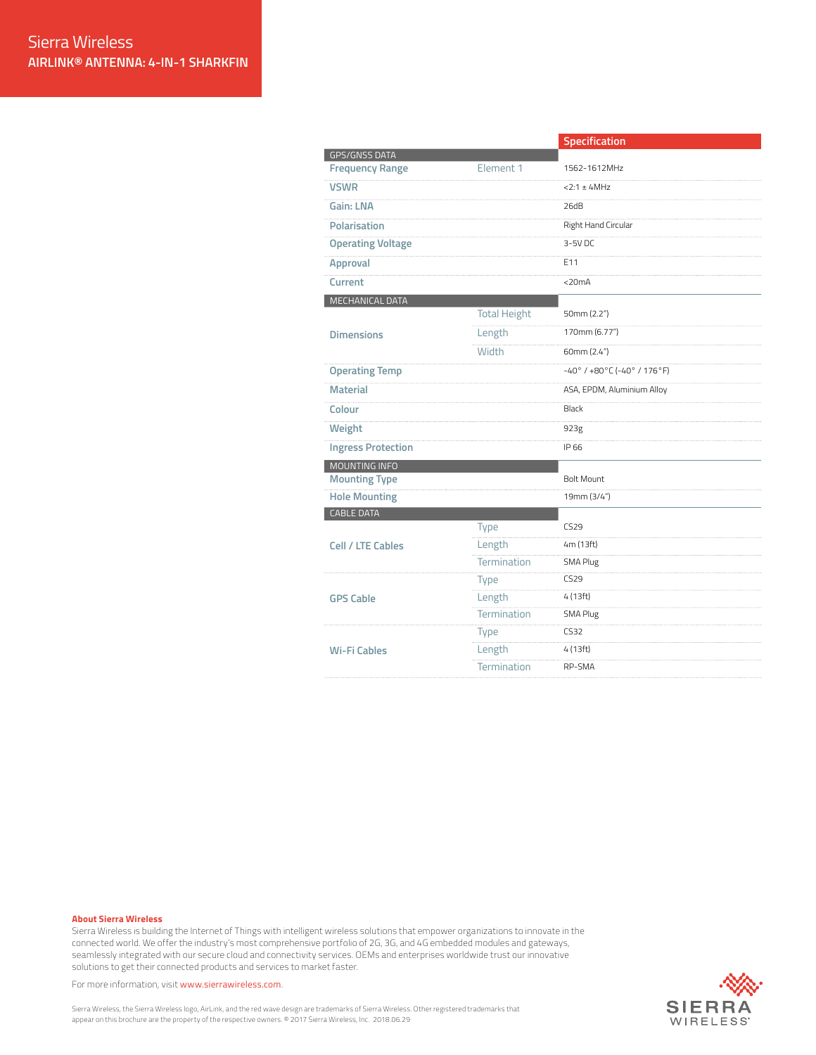Sierra Wireless

**AIRLINK® ANTENNA: 4-IN-1 SHARKFIN**

| | | Specification |
|---|---|---|
| **GPS/GNSS DATA** | | |
| Frequency Range | Element 1 | 1562-1612MHz |
| VSWR | | <2:1 ± 4MHz |
| Gain: LNA | | 26dB |
| Polarisation | | Right Hand Circular |
| Operating Voltage | | 3-5V DC |
| Approval | | E11 |
| Current | | <20mA |
| **MECHANICAL DATA** | | |
| Dimensions | Total Height | 50mm (2.2") |
| | Length | 170mm (6.77") |
| | Width | 60mm (2.4") |
| Operating Temp | | -40° / +80°C (-40° / 176°F) |
| Material | | ASA, EPDM, Aluminium Alloy |
| Colour | | Black |
| Weight | | 923g |
| Ingress Protection | | IP 66 |
| **MOUNTING INFO** | | |
| Mounting Type | | Bolt Mount |
| Hole Mounting | | 19mm (3/4") |
| **CABLE DATA** | | |
| Cell / LTE Cables | Type | CS29 |
| | Length | 4m (13ft) |
| | Termination | SMA Plug |
| GPS Cable | Type | CS29 |
| | Length | 4 (13ft) |
| | Termination | SMA Plug |
| Wi-Fi Cables | Type | CS32 |
| | Length | 4 (13ft) |
| | Termination | RP-SMA |

**About Sierra Wireless**

Sierra Wireless is building the Internet of Things with intelligent wireless solutions that empower organizations to innovate in the connected world. We offer the industry's most comprehensive portfolio of 2G, 3G, and 4G embedded modules and gateways, seamlessly integrated with our secure cloud and connectivity services. OEMs and enterprises worldwide trust our innovative solutions to get their connected products and services to market faster.

For more information, visit www.sierrawireless.com.

Sierra Wireless, the Sierra Wireless logo, AirLink, and the red wave design are trademarks of Sierra Wireless. Other registered trademarks that appear on this brochure are the property of the respective owners. © 2017 Sierra Wireless, Inc. 2018.06.29